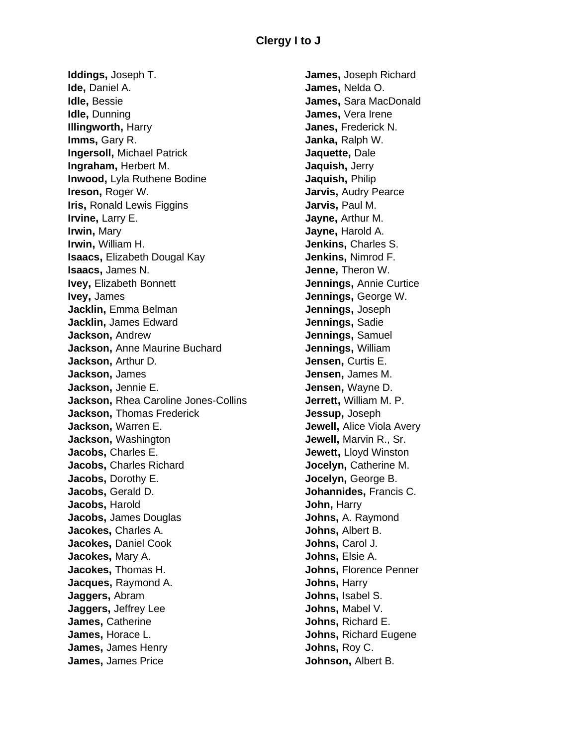# Clergy I to J

**Iddings,** Joseph T.
**Ide,** Daniel A.
**Idle,** Bessie
**Idle,** Dunning
**Illingworth,** Harry
**Imms,** Gary R.
**Ingersoll,** Michael Patrick
**Ingraham,** Herbert M.
**Inwood,** Lyla Ruthene Bodine
**Ireson,** Roger W.
**Iris,** Ronald Lewis Figgins
**Irvine,** Larry E.
**Irwin,** Mary
**Irwin,** William H.
**Isaacs,** Elizabeth Dougal Kay
**Isaacs,** James N.
**Ivey,** Elizabeth Bonnett
**Ivey,** James
**Jacklin,** Emma Belman
**Jacklin,** James Edward
**Jackson,** Andrew
**Jackson,** Anne Maurine Buchard
**Jackson,** Arthur D.
**Jackson,** James
**Jackson,** Jennie E.
**Jackson,** Rhea Caroline Jones-Collins
**Jackson,** Thomas Frederick
**Jackson,** Warren E.
**Jackson,** Washington
**Jacobs,** Charles E.
**Jacobs,** Charles Richard
**Jacobs,** Dorothy E.
**Jacobs,** Gerald D.
**Jacobs,** Harold
**Jacobs,** James Douglas
**Jacokes,** Charles A.
**Jacokes,** Daniel Cook
**Jacokes,** Mary A.
**Jacokes,** Thomas H.
**Jacques,** Raymond A.
**Jaggers,** Abram
**Jaggers,** Jeffrey Lee
**James,** Catherine
**James,** Horace L.
**James,** James Henry
**James,** James Price
**James,** Joseph Richard
**James,** Nelda O.
**James,** Sara MacDonald
**James,** Vera Irene
**Janes,** Frederick N.
**Janka,** Ralph W.
**Jaquette,** Dale
**Jaquish,** Jerry
**Jaquish,** Philip
**Jarvis,** Audry Pearce
**Jarvis,** Paul M.
**Jayne,** Arthur M.
**Jayne,** Harold A.
**Jenkins,** Charles S.
**Jenkins,** Nimrod F.
**Jenne,** Theron W.
**Jennings,** Annie Curtice
**Jennings,** George W.
**Jennings,** Joseph
**Jennings,** Sadie
**Jennings,** Samuel
**Jennings,** William
**Jensen,** Curtis E.
**Jensen,** James M.
**Jensen,** Wayne D.
**Jerrett,** William M. P.
**Jessup,** Joseph
**Jewell,** Alice Viola Avery
**Jewell,** Marvin R., Sr.
**Jewett,** Lloyd Winston
**Jocelyn,** Catherine M.
**Jocelyn,** George B.
**Johannides,** Francis C.
**John,** Harry
**Johns,** A. Raymond
**Johns,** Albert B.
**Johns,** Carol J.
**Johns,** Elsie A.
**Johns,** Florence Penner
**Johns,** Harry
**Johns,** Isabel S.
**Johns,** Mabel V.
**Johns,** Richard E.
**Johns,** Richard Eugene
**Johns,** Roy C.
**Johnson,** Albert B.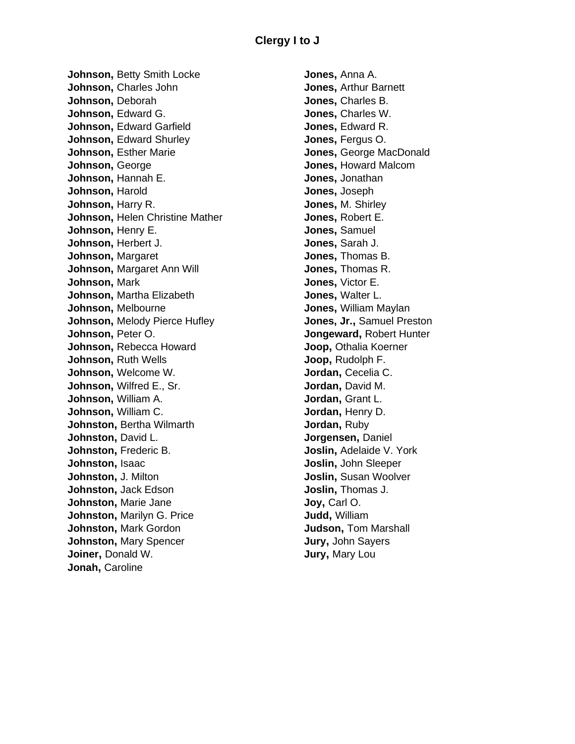## Clergy I to J

**Johnson,** Betty Smith Locke
**Johnson,** Charles John
**Johnson,** Deborah
**Johnson,** Edward G.
**Johnson,** Edward Garfield
**Johnson,** Edward Shurley
**Johnson,** Esther Marie
**Johnson,** George
**Johnson,** Hannah E.
**Johnson,** Harold
**Johnson,** Harry R.
**Johnson,** Helen Christine Mather
**Johnson,** Henry E.
**Johnson,** Herbert J.
**Johnson,** Margaret
**Johnson,** Margaret Ann Will
**Johnson,** Mark
**Johnson,** Martha Elizabeth
**Johnson,** Melbourne
**Johnson,** Melody Pierce Hufley
**Johnson,** Peter O.
**Johnson,** Rebecca Howard
**Johnson,** Ruth Wells
**Johnson,** Welcome W.
**Johnson,** Wilfred E., Sr.
**Johnson,** William A.
**Johnson,** William C.
**Johnston,** Bertha Wilmarth
**Johnston,** David L.
**Johnston,** Frederic B.
**Johnston,** Isaac
**Johnston,** J. Milton
**Johnston,** Jack Edson
**Johnston,** Marie Jane
**Johnston,** Marilyn G. Price
**Johnston,** Mark Gordon
**Johnston,** Mary Spencer
**Joiner,** Donald W.
**Jonah,** Caroline
**Jones,** Anna A.
**Jones,** Arthur Barnett
**Jones,** Charles B.
**Jones,** Charles W.
**Jones,** Edward R.
**Jones,** Fergus O.
**Jones,** George MacDonald
**Jones,** Howard Malcom
**Jones,** Jonathan
**Jones,** Joseph
**Jones,** M. Shirley
**Jones,** Robert E.
**Jones,** Samuel
**Jones,** Sarah J.
**Jones,** Thomas B.
**Jones,** Thomas R.
**Jones,** Victor E.
**Jones,** Walter L.
**Jones,** William Maylan
**Jones, Jr.,** Samuel Preston
**Jongeward,** Robert Hunter
**Joop,** Othalia Koerner
**Joop,** Rudolph F.
**Jordan,** Cecelia C.
**Jordan,** David M.
**Jordan,** Grant L.
**Jordan,** Henry D.
**Jordan,** Ruby
**Jorgensen,** Daniel
**Joslin,** Adelaide V. York
**Joslin,** John Sleeper
**Joslin,** Susan Woolver
**Joslin,** Thomas J.
**Joy,** Carl O.
**Judd,** William
**Judson,** Tom Marshall
**Jury,** John Sayers
**Jury,** Mary Lou